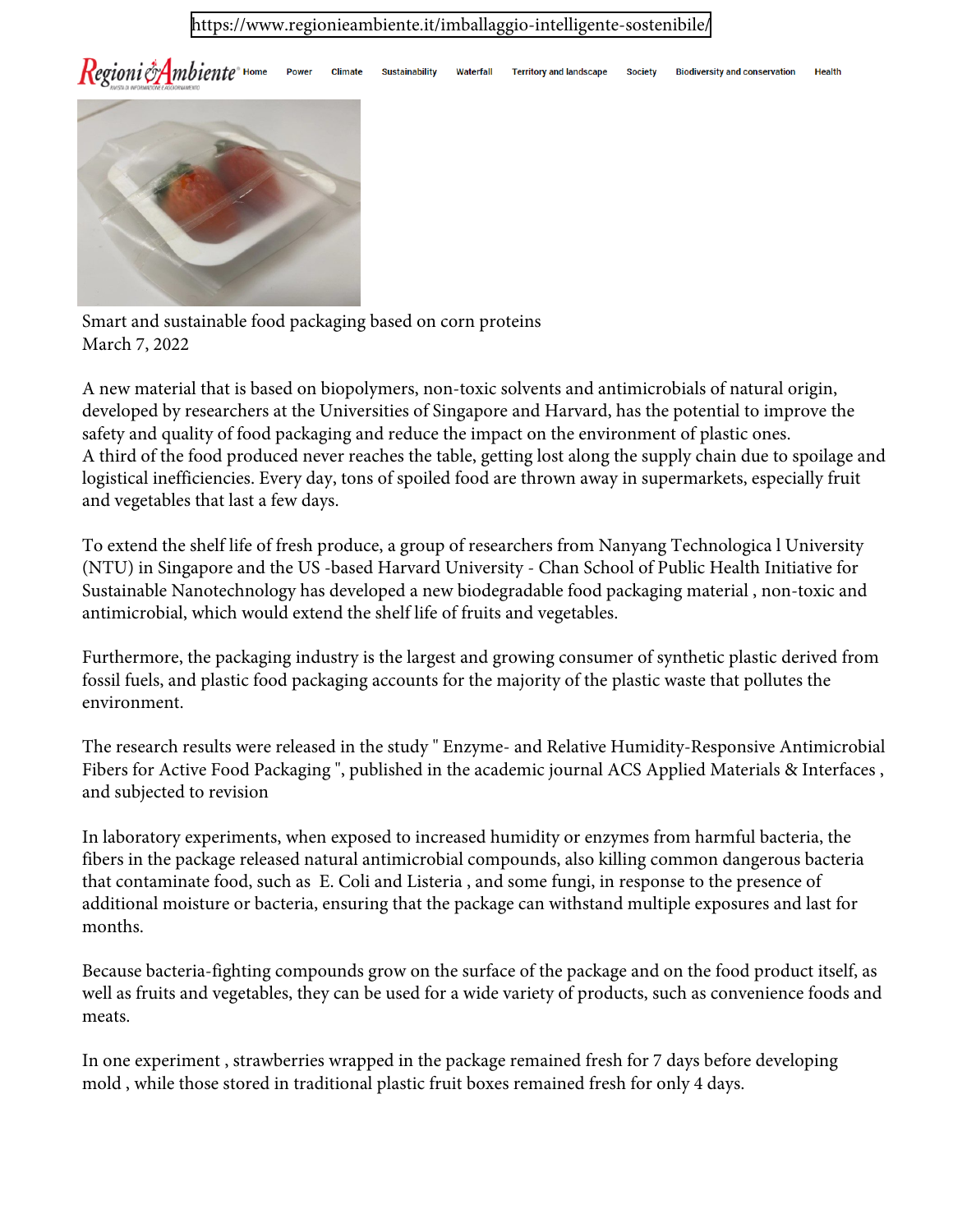https://www.regionieambiente.it/imballaggio-intelligente-sostenibile/

Regioni&Ambiente Home Power Climate Sustainability Waterfall Territory and landscape Society Biodiversity and conservation Health

Smart and sustainable food packaging based on corn proteins
March 7, 2022

A new material that is based on biopolymers, non-toxic solvents and antimicrobials of natural origin, developed by researchers at the Universities of Singapore and Harvard, has the potential to improve the safety and quality of food packaging and reduce the impact on the environment of plastic ones.
A third of the food produced never reaches the table, getting lost along the supply chain due to spoilage and logistical inefficiencies. Every day, tons of spoiled food are thrown away in supermarkets, especially fruit and vegetables that last a few days.

To extend the shelf life of fresh produce, a group of researchers from Nanyang Technologica l University (NTU) in Singapore and the US -based Harvard University - Chan School of Public Health Initiative for Sustainable Nanotechnology has developed a new biodegradable food packaging material , non-toxic and antimicrobial, which would extend the shelf life of fruits and vegetables.

Furthermore, the packaging industry is the largest and growing consumer of synthetic plastic derived from fossil fuels, and plastic food packaging accounts for the majority of the plastic waste that pollutes the environment.

The research results were released in the study " Enzyme- and Relative Humidity-Responsive Antimicrobial Fibers for Active Food Packaging ", published in the academic journal ACS Applied Materials & Interfaces , and subjected to revision

In laboratory experiments, when exposed to increased humidity or enzymes from harmful bacteria, the fibers in the package released natural antimicrobial compounds, also killing common dangerous bacteria that contaminate food, such as E. Coli and Listeria , and some fungi, in response to the presence of additional moisture or bacteria, ensuring that the package can withstand multiple exposures and last for months.

Because bacteria-fighting compounds grow on the surface of the package and on the food product itself, as well as fruits and vegetables, they can be used for a wide variety of products, such as convenience foods and meats.

In one experiment , strawberries wrapped in the package remained fresh for 7 days before developing mold , while those stored in traditional plastic fruit boxes remained fresh for only 4 days.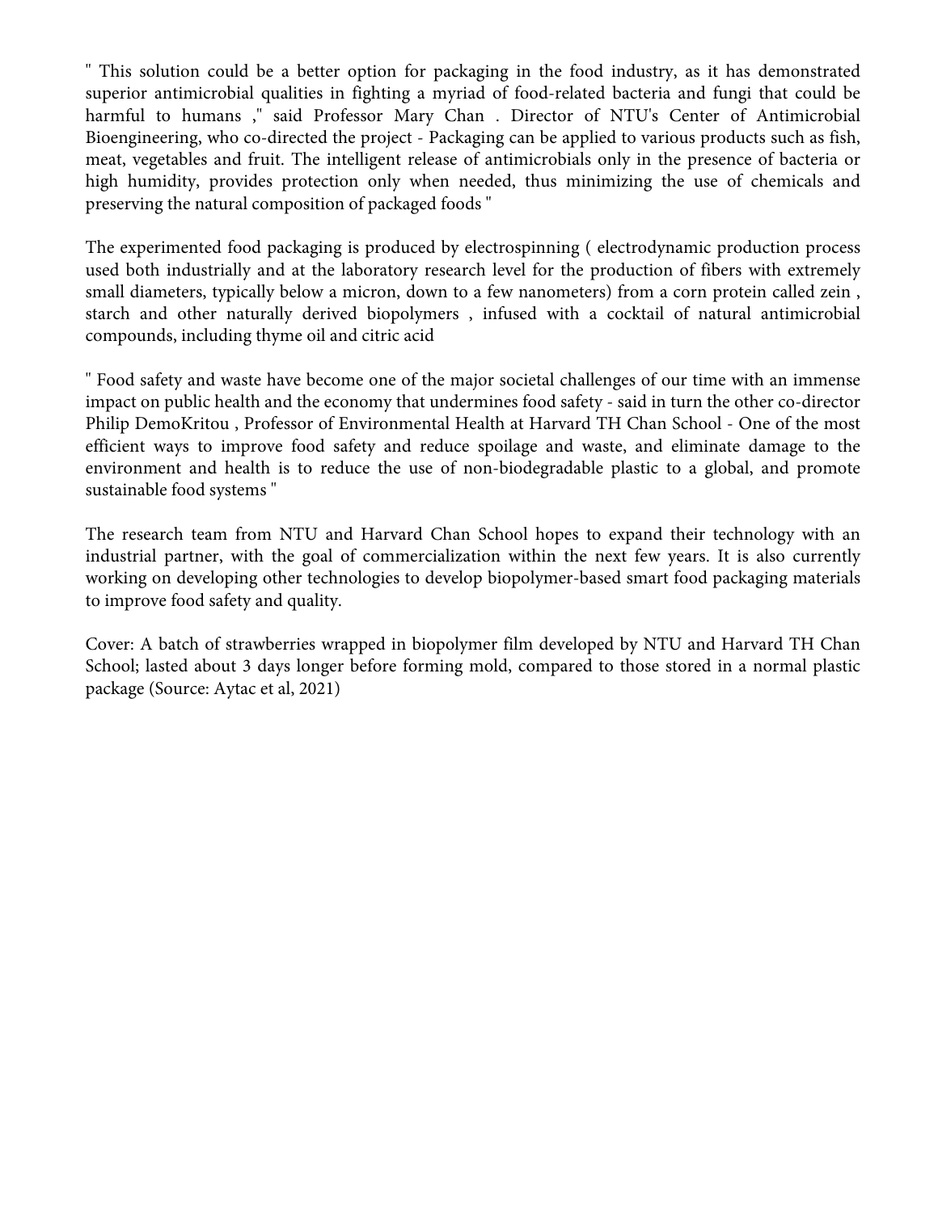" This solution could be a better option for packaging in the food industry, as it has demonstrated superior antimicrobial qualities in fighting a myriad of food-related bacteria and fungi that could be harmful to humans ," said Professor Mary Chan . Director of NTU's Center of Antimicrobial Bioengineering, who co-directed the project - Packaging can be applied to various products such as fish, meat, vegetables and fruit. The intelligent release of antimicrobials only in the presence of bacteria or high humidity, provides protection only when needed, thus minimizing the use of chemicals and preserving the natural composition of packaged foods "

The experimented food packaging is produced by electrospinning ( electrodynamic production process used both industrially and at the laboratory research level for the production of fibers with extremely small diameters, typically below a micron, down to a few nanometers) from a corn protein called zein , starch and other naturally derived biopolymers , infused with a cocktail of natural antimicrobial compounds, including thyme oil and citric acid

" Food safety and waste have become one of the major societal challenges of our time with an immense impact on public health and the economy that undermines food safety - said in turn the other co-director Philip DemoKritou , Professor of Environmental Health at Harvard TH Chan School - One of the most efficient ways to improve food safety and reduce spoilage and waste, and eliminate damage to the environment and health is to reduce the use of non-biodegradable plastic to a global, and promote sustainable food systems "

The research team from NTU and Harvard Chan School hopes to expand their technology with an industrial partner, with the goal of commercialization within the next few years. It is also currently working on developing other technologies to develop biopolymer-based smart food packaging materials to improve food safety and quality.

Cover: A batch of strawberries wrapped in biopolymer film developed by NTU and Harvard TH Chan School; lasted about 3 days longer before forming mold, compared to those stored in a normal plastic package (Source: Aytac et al, 2021)